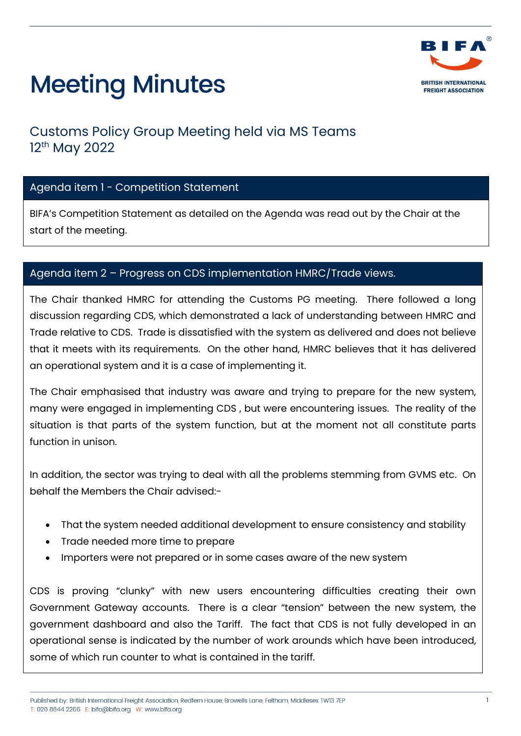# Meeting Minutes

## Customs Policy Group Meeting held via MS Teams
## 12th May 2022

### Agenda item 1 - Competition Statement

BIFA's Competition Statement as detailed on the Agenda was read out by the Chair at the start of the meeting.

### Agenda item 2 – Progress on CDS implementation HMRC/Trade views.

The Chair thanked HMRC for attending the Customs PG meeting. There followed a long discussion regarding CDS, which demonstrated a lack of understanding between HMRC and Trade relative to CDS. Trade is dissatisfied with the system as delivered and does not believe that it meets with its requirements. On the other hand, HMRC believes that it has delivered an operational system and it is a case of implementing it.

The Chair emphasised that industry was aware and trying to prepare for the new system, many were engaged in implementing CDS , but were encountering issues. The reality of the situation is that parts of the system function, but at the moment not all constitute parts function in unison.

In addition, the sector was trying to deal with all the problems stemming from GVMS etc. On behalf the Members the Chair advised:-

- That the system needed additional development to ensure consistency and stability
- Trade needed more time to prepare
- Importers were not prepared or in some cases aware of the new system

CDS is proving "clunky" with new users encountering difficulties creating their own Government Gateway accounts. There is a clear "tension" between the new system, the government dashboard and also the Tariff. The fact that CDS is not fully developed in an operational sense is indicated by the number of work arounds which have been introduced, some of which run counter to what is contained in the tariff.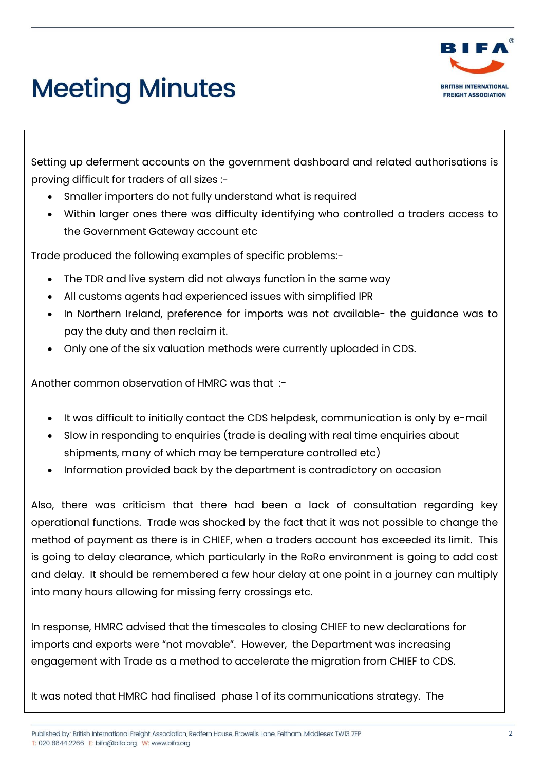# Meeting Minutes

Setting up deferment accounts on the government dashboard and related authorisations is proving difficult for traders of all sizes :-

- Smaller importers do not fully understand what is required
- Within larger ones there was difficulty identifying who controlled a traders access to the Government Gateway account etc

Trade produced the following examples of specific problems:-

- The TDR and live system did not always function in the same way
- All customs agents had experienced issues with simplified IPR
- In Northern Ireland, preference for imports was not available- the guidance was to pay the duty and then reclaim it.
- Only one of the six valuation methods were currently uploaded in CDS.

Another common observation of HMRC was that :-

- It was difficult to initially contact the CDS helpdesk, communication is only by e-mail
- Slow in responding to enquiries (trade is dealing with real time enquiries about shipments, many of which may be temperature controlled etc)
- Information provided back by the department is contradictory on occasion

Also, there was criticism that there had been a lack of consultation regarding key operational functions. Trade was shocked by the fact that it was not possible to change the method of payment as there is in CHIEF, when a traders account has exceeded its limit. This is going to delay clearance, which particularly in the RoRo environment is going to add cost and delay. It should be remembered a few hour delay at one point in a journey can multiply into many hours allowing for missing ferry crossings etc.

In response, HMRC advised that the timescales to closing CHIEF to new declarations for imports and exports were "not movable". However, the Department was increasing engagement with Trade as a method to accelerate the migration from CHIEF to CDS.

It was noted that HMRC had finalised phase 1 of its communications strategy. The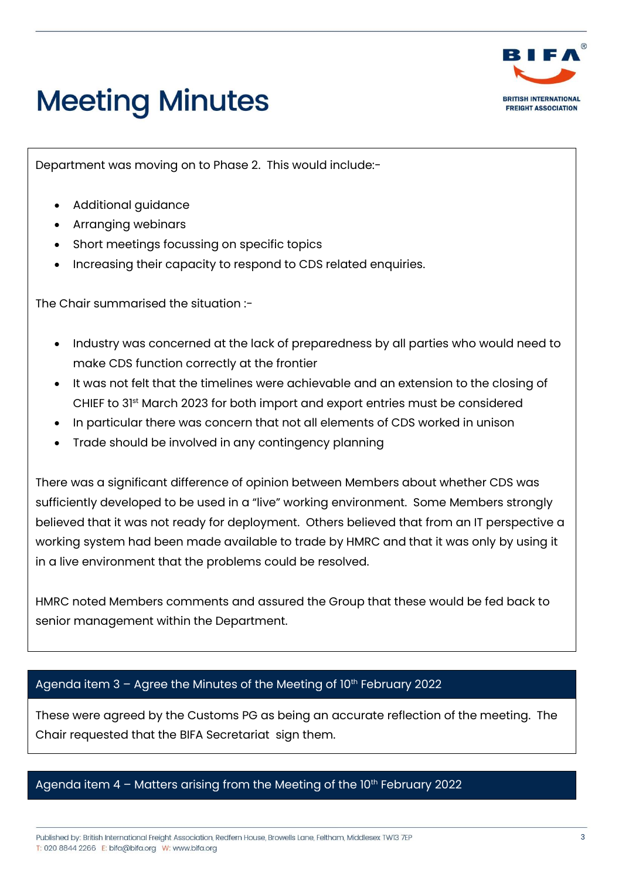Department was moving on to Phase 2. This would include:-

- Additional guidance
- Arranging webinars
- Short meetings focussing on specific topics
- Increasing their capacity to respond to CDS related enquiries.

The Chair summarised the situation :-

- Industry was concerned at the lack of preparedness by all parties who would need to make CDS function correctly at the frontier
- It was not felt that the timelines were achievable and an extension to the closing of CHIEF to 31st March 2023 for both import and export entries must be considered
- In particular there was concern that not all elements of CDS worked in unison
- Trade should be involved in any contingency planning

There was a significant difference of opinion between Members about whether CDS was sufficiently developed to be used in a "live" working environment. Some Members strongly believed that it was not ready for deployment. Others believed that from an IT perspective a working system had been made available to trade by HMRC and that it was only by using it in a live environment that the problems could be resolved.

HMRC noted Members comments and assured the Group that these would be fed back to senior management within the Department.

## Agenda item 3 – Agree the Minutes of the Meeting of 10th February 2022

These were agreed by the Customs PG as being an accurate reflection of the meeting. The Chair requested that the BIFA Secretariat sign them.

## Agenda item 4 – Matters arising from the Meeting of the 10th February 2022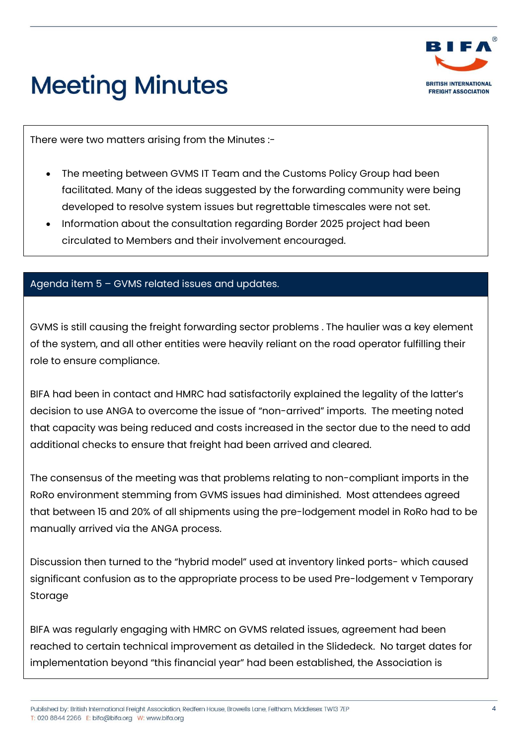# Meeting Minutes

There were two matters arising from the Minutes :-

- The meeting between GVMS IT Team and the Customs Policy Group had been facilitated. Many of the ideas suggested by the forwarding community were being developed to resolve system issues but regrettable timescales were not set.
- Information about the consultation regarding Border 2025 project had been circulated to Members and their involvement encouraged.

## Agenda item 5 – GVMS related issues and updates.

GVMS is still causing the freight forwarding sector problems . The haulier was a key element of the system, and all other entities were heavily reliant on the road operator fulfilling their role to ensure compliance.

BIFA had been in contact and HMRC had satisfactorily explained the legality of the latter's decision to use ANGA to overcome the issue of "non-arrived" imports. The meeting noted that capacity was being reduced and costs increased in the sector due to the need to add additional checks to ensure that freight had been arrived and cleared.

The consensus of the meeting was that problems relating to non-compliant imports in the RoRo environment stemming from GVMS issues had diminished. Most attendees agreed that between 15 and 20% of all shipments using the pre-lodgement model in RoRo had to be manually arrived via the ANGA process.

Discussion then turned to the "hybrid model" used at inventory linked ports- which caused significant confusion as to the appropriate process to be used Pre-lodgement v Temporary Storage

BIFA was regularly engaging with HMRC on GVMS related issues, agreement had been reached to certain technical improvement as detailed in the Slidedeck. No target dates for implementation beyond "this financial year" had been established, the Association is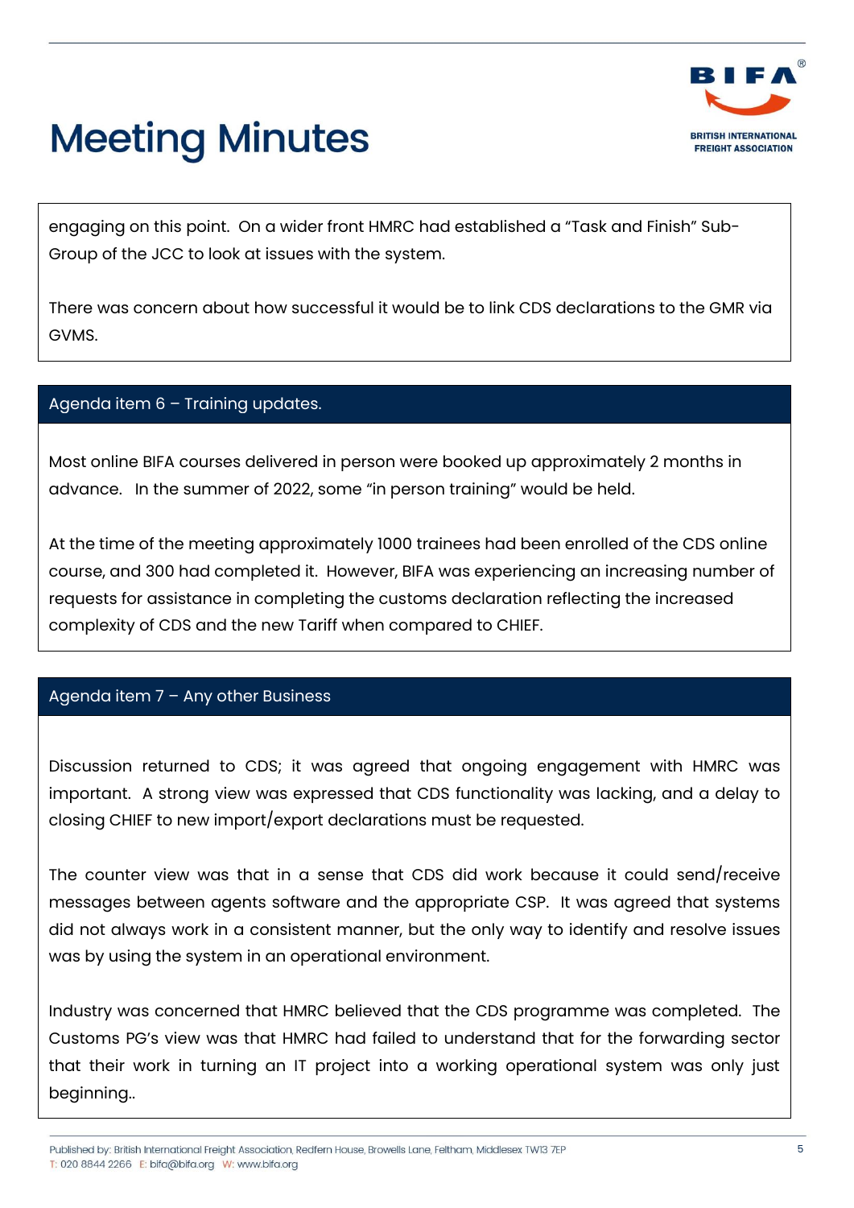# Meeting Minutes

engaging on this point. On a wider front HMRC had established a "Task and Finish" Sub-Group of the JCC to look at issues with the system.

There was concern about how successful it would be to link CDS declarations to the GMR via GVMS.

## Agenda item 6 – Training updates.

Most online BIFA courses delivered in person were booked up approximately 2 months in advance. In the summer of 2022, some "in person training" would be held.

At the time of the meeting approximately 1000 trainees had been enrolled of the CDS online course, and 300 had completed it. However, BIFA was experiencing an increasing number of requests for assistance in completing the customs declaration reflecting the increased complexity of CDS and the new Tariff when compared to CHIEF.

## Agenda item 7 – Any other Business

Discussion returned to CDS; it was agreed that ongoing engagement with HMRC was important. A strong view was expressed that CDS functionality was lacking, and a delay to closing CHIEF to new import/export declarations must be requested.

The counter view was that in a sense that CDS did work because it could send/receive messages between agents software and the appropriate CSP. It was agreed that systems did not always work in a consistent manner, but the only way to identify and resolve issues was by using the system in an operational environment.

Industry was concerned that HMRC believed that the CDS programme was completed. The Customs PG's view was that HMRC had failed to understand that for the forwarding sector that their work in turning an IT project into a working operational system was only just beginning..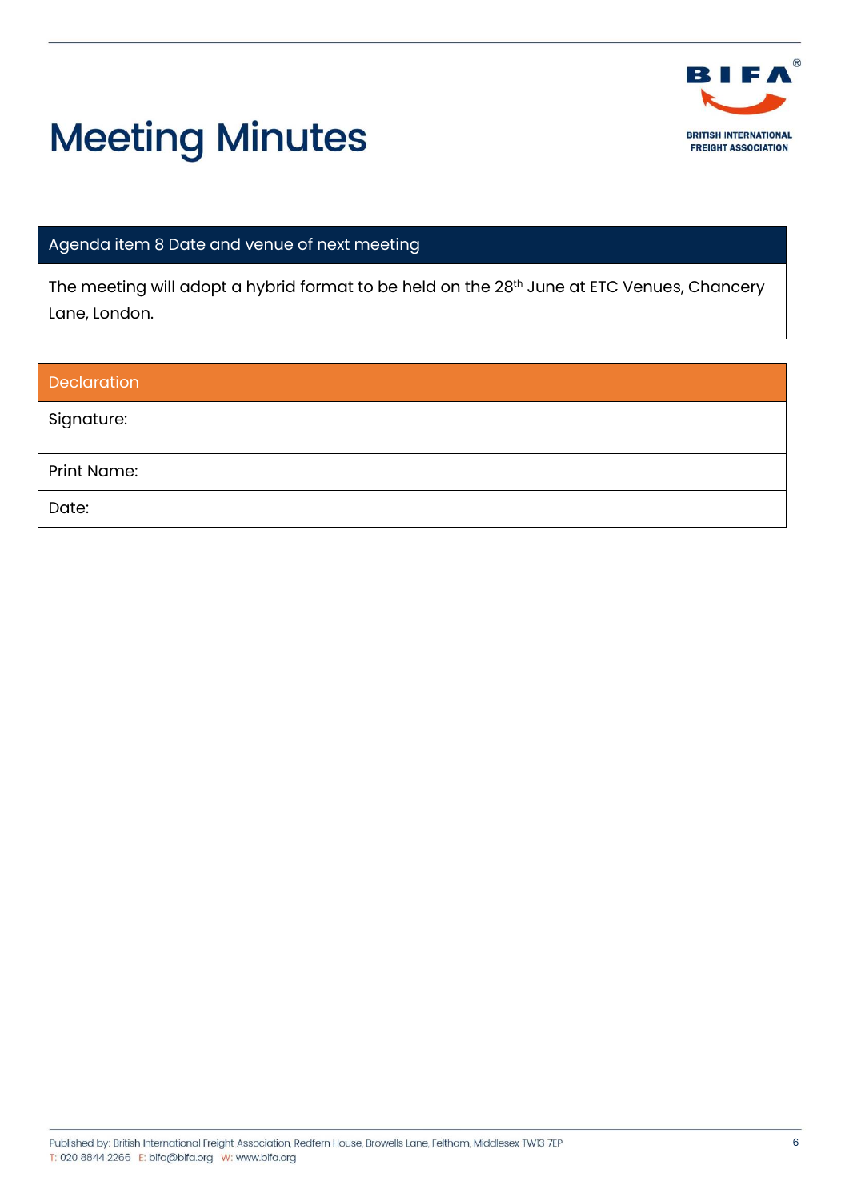# Meeting Minutes

BRITISH INTERNATIONAL FREIGHT ASSOCIATION

| Agenda item 8 Date and venue of next meeting |
|---|
| The meeting will adopt a hybrid format to be held on the 28th June at ETC Venues, Chancery Lane, London. |

| Declaration |
|---|
| Signature: |
| Print Name: |
| Date: |